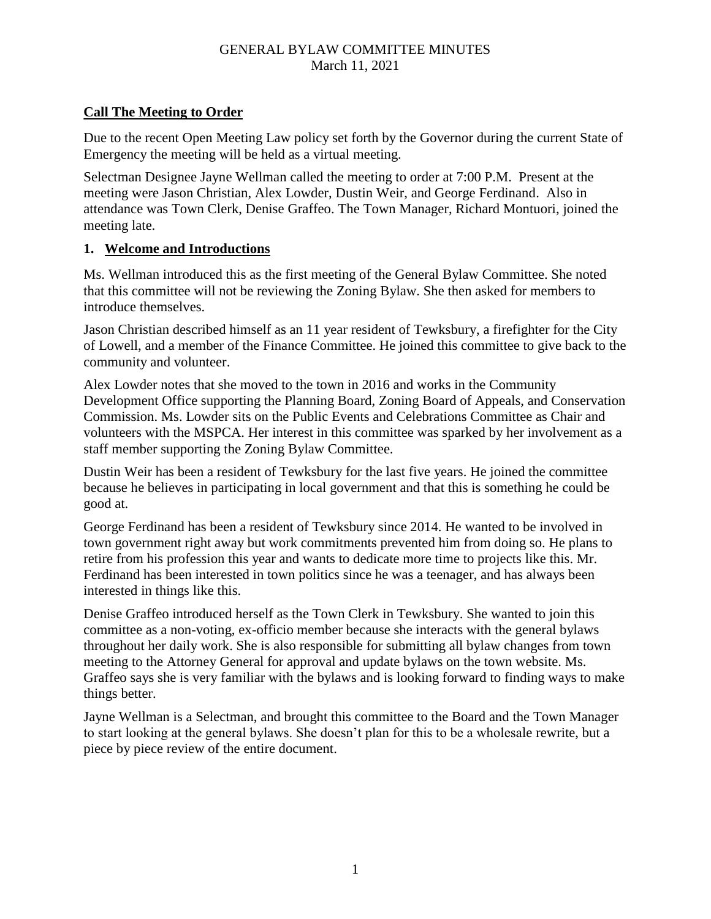GENERAL BYLAW COMMITTEE MINUTES
March 11, 2021

## Call The Meeting to Order

Due to the recent Open Meeting Law policy set forth by the Governor during the current State of Emergency the meeting will be held as a virtual meeting.

Selectman Designee Jayne Wellman called the meeting to order at 7:00 P.M. Present at the meeting were Jason Christian, Alex Lowder, Dustin Weir, and George Ferdinand. Also in attendance was Town Clerk, Denise Graffeo. The Town Manager, Richard Montuori, joined the meeting late.

## 1. Welcome and Introductions

Ms. Wellman introduced this as the first meeting of the General Bylaw Committee. She noted that this committee will not be reviewing the Zoning Bylaw. She then asked for members to introduce themselves.

Jason Christian described himself as an 11 year resident of Tewksbury, a firefighter for the City of Lowell, and a member of the Finance Committee. He joined this committee to give back to the community and volunteer.

Alex Lowder notes that she moved to the town in 2016 and works in the Community Development Office supporting the Planning Board, Zoning Board of Appeals, and Conservation Commission. Ms. Lowder sits on the Public Events and Celebrations Committee as Chair and volunteers with the MSPCA. Her interest in this committee was sparked by her involvement as a staff member supporting the Zoning Bylaw Committee.

Dustin Weir has been a resident of Tewksbury for the last five years. He joined the committee because he believes in participating in local government and that this is something he could be good at.

George Ferdinand has been a resident of Tewksbury since 2014. He wanted to be involved in town government right away but work commitments prevented him from doing so. He plans to retire from his profession this year and wants to dedicate more time to projects like this. Mr. Ferdinand has been interested in town politics since he was a teenager, and has always been interested in things like this.

Denise Graffeo introduced herself as the Town Clerk in Tewksbury. She wanted to join this committee as a non-voting, ex-officio member because she interacts with the general bylaws throughout her daily work. She is also responsible for submitting all bylaw changes from town meeting to the Attorney General for approval and update bylaws on the town website. Ms. Graffeo says she is very familiar with the bylaws and is looking forward to finding ways to make things better.

Jayne Wellman is a Selectman, and brought this committee to the Board and the Town Manager to start looking at the general bylaws. She doesn't plan for this to be a wholesale rewrite, but a piece by piece review of the entire document.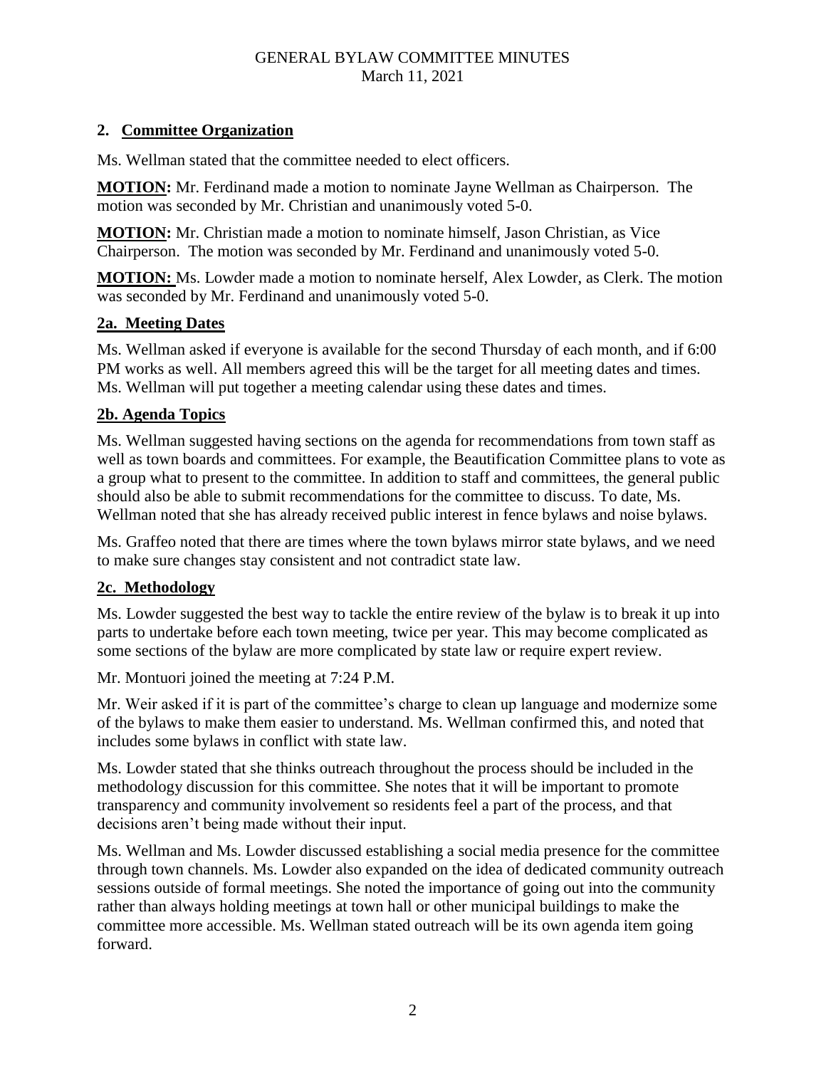## 2. Committee Organization

Ms. Wellman stated that the committee needed to elect officers.

**MOTION:** Mr. Ferdinand made a motion to nominate Jayne Wellman as Chairperson. The motion was seconded by Mr. Christian and unanimously voted 5-0.

**MOTION:** Mr. Christian made a motion to nominate himself, Jason Christian, as Vice Chairperson. The motion was seconded by Mr. Ferdinand and unanimously voted 5-0.

**MOTION:** Ms. Lowder made a motion to nominate herself, Alex Lowder, as Clerk. The motion was seconded by Mr. Ferdinand and unanimously voted 5-0.

### 2a. Meeting Dates

Ms. Wellman asked if everyone is available for the second Thursday of each month, and if 6:00 PM works as well. All members agreed this will be the target for all meeting dates and times. Ms. Wellman will put together a meeting calendar using these dates and times.

### 2b. Agenda Topics

Ms. Wellman suggested having sections on the agenda for recommendations from town staff as well as town boards and committees. For example, the Beautification Committee plans to vote as a group what to present to the committee. In addition to staff and committees, the general public should also be able to submit recommendations for the committee to discuss. To date, Ms. Wellman noted that she has already received public interest in fence bylaws and noise bylaws.

Ms. Graffeo noted that there are times where the town bylaws mirror state bylaws, and we need to make sure changes stay consistent and not contradict state law.

### 2c. Methodology

Ms. Lowder suggested the best way to tackle the entire review of the bylaw is to break it up into parts to undertake before each town meeting, twice per year. This may become complicated as some sections of the bylaw are more complicated by state law or require expert review.

Mr. Montuori joined the meeting at 7:24 P.M.

Mr. Weir asked if it is part of the committee's charge to clean up language and modernize some of the bylaws to make them easier to understand. Ms. Wellman confirmed this, and noted that includes some bylaws in conflict with state law.

Ms. Lowder stated that she thinks outreach throughout the process should be included in the methodology discussion for this committee. She notes that it will be important to promote transparency and community involvement so residents feel a part of the process, and that decisions aren't being made without their input.

Ms. Wellman and Ms. Lowder discussed establishing a social media presence for the committee through town channels. Ms. Lowder also expanded on the idea of dedicated community outreach sessions outside of formal meetings. She noted the importance of going out into the community rather than always holding meetings at town hall or other municipal buildings to make the committee more accessible. Ms. Wellman stated outreach will be its own agenda item going forward.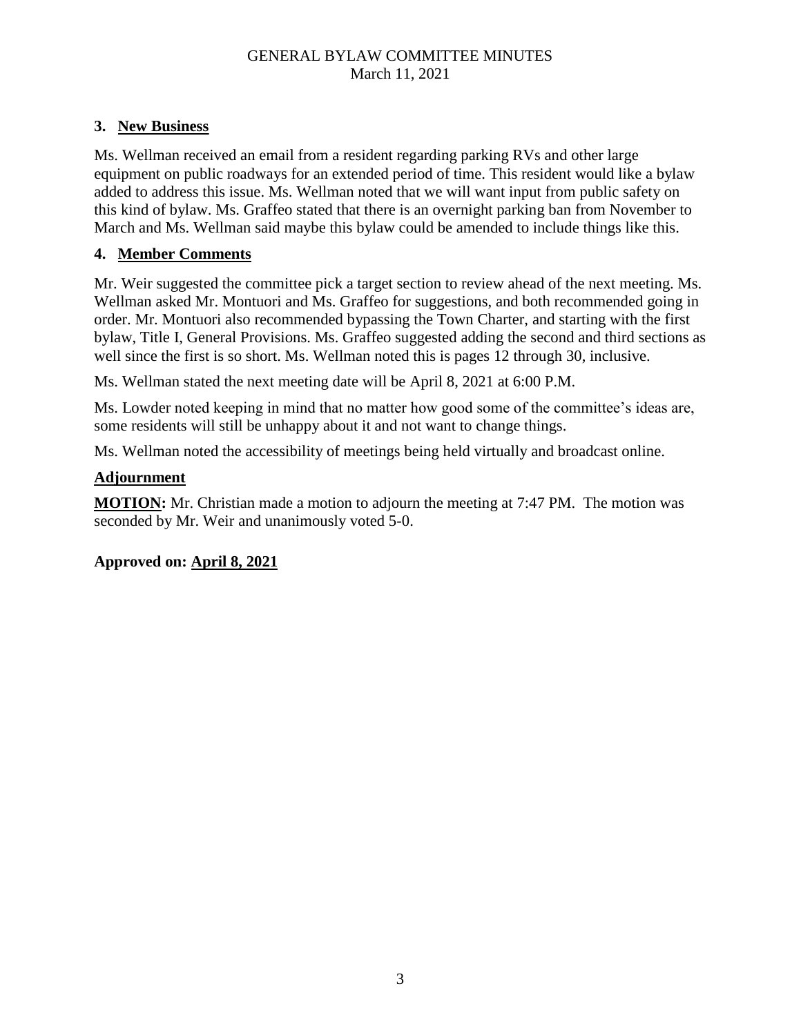### 3. New Business

Ms. Wellman received an email from a resident regarding parking RVs and other large equipment on public roadways for an extended period of time. This resident would like a bylaw added to address this issue. Ms. Wellman noted that we will want input from public safety on this kind of bylaw. Ms. Graffeo stated that there is an overnight parking ban from November to March and Ms. Wellman said maybe this bylaw could be amended to include things like this.

### 4. Member Comments

Mr. Weir suggested the committee pick a target section to review ahead of the next meeting. Ms. Wellman asked Mr. Montuori and Ms. Graffeo for suggestions, and both recommended going in order. Mr. Montuori also recommended bypassing the Town Charter, and starting with the first bylaw, Title I, General Provisions. Ms. Graffeo suggested adding the second and third sections as well since the first is so short. Ms. Wellman noted this is pages 12 through 30, inclusive.

Ms. Wellman stated the next meeting date will be April 8, 2021 at 6:00 P.M.

Ms. Lowder noted keeping in mind that no matter how good some of the committee's ideas are, some residents will still be unhappy about it and not want to change things.

Ms. Wellman noted the accessibility of meetings being held virtually and broadcast online.

### Adjournment

**MOTION:** Mr. Christian made a motion to adjourn the meeting at 7:47 PM. The motion was seconded by Mr. Weir and unanimously voted 5-0.

**Approved on: April 8, 2021**